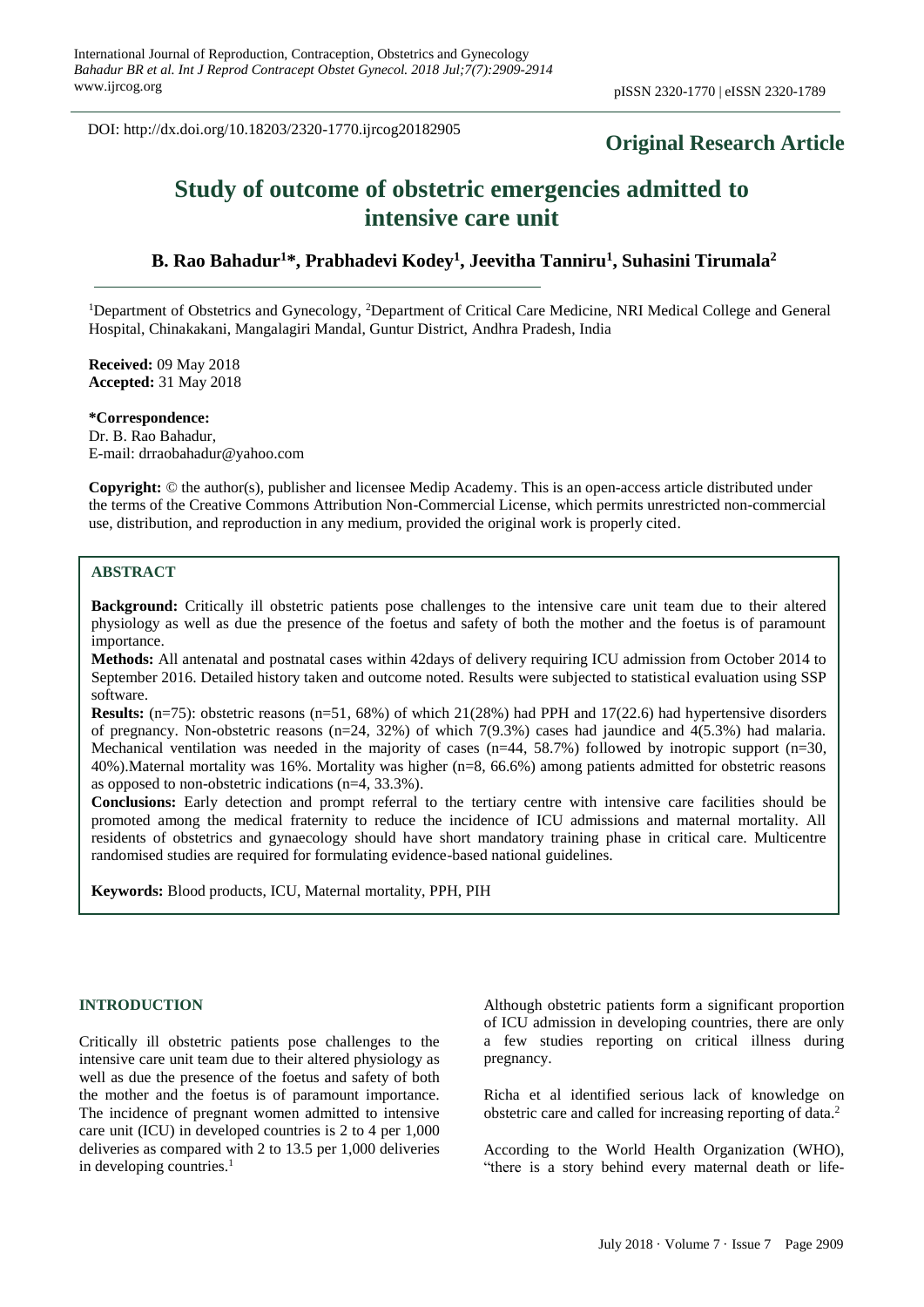DOI: http://dx.doi.org/10.18203/2320-1770.ijrcog20182905

**Original Research Article**

# Study of outcome of obstetric emergencies admitted to intensive care unit

**B. Rao Bahadur[1]*, Prabhadevi Kodey[1], Jeevitha Tanniru[1], Suhasini Tirumala[2]**

[1]Department of Obstetrics and Gynecology, [2]Department of Critical Care Medicine, NRI Medical College and General Hospital, Chinakakani, Mangalagiri Mandal, Guntur District, Andhra Pradesh, India

**Received:** 09 May 2018
**Accepted:** 31 May 2018

**\*Correspondence:**
Dr. B. Rao Bahadur,
E-mail: drraobahadur@yahoo.com

**Copyright:** © the author(s), publisher and licensee Medip Academy. This is an open-access article distributed under the terms of the Creative Commons Attribution Non-Commercial License, which permits unrestricted non-commercial use, distribution, and reproduction in any medium, provided the original work is properly cited.

## ABSTRACT

**Background:** Critically ill obstetric patients pose challenges to the intensive care unit team due to their altered physiology as well as due the presence of the foetus and safety of both the mother and the foetus is of paramount importance.

**Methods:** All antenatal and postnatal cases within 42days of delivery requiring ICU admission from October 2014 to September 2016. Detailed history taken and outcome noted. Results were subjected to statistical evaluation using SSP software.

**Results:** (n=75): obstetric reasons (n=51, 68%) of which 21(28%) had PPH and 17(22.6) had hypertensive disorders of pregnancy. Non-obstetric reasons (n=24, 32%) of which 7(9.3%) cases had jaundice and 4(5.3%) had malaria. Mechanical ventilation was needed in the majority of cases (n=44, 58.7%) followed by inotropic support (n=30, 40%).Maternal mortality was 16%. Mortality was higher (n=8, 66.6%) among patients admitted for obstetric reasons as opposed to non-obstetric indications (n=4, 33.3%).

**Conclusions:** Early detection and prompt referral to the tertiary centre with intensive care facilities should be promoted among the medical fraternity to reduce the incidence of ICU admissions and maternal mortality. All residents of obstetrics and gynaecology should have short mandatory training phase in critical care. Multicentre randomised studies are required for formulating evidence-based national guidelines.

**Keywords:** Blood products, ICU, Maternal mortality, PPH, PIH

## INTRODUCTION

Critically ill obstetric patients pose challenges to the intensive care unit team due to their altered physiology as well as due the presence of the foetus and safety of both the mother and the foetus is of paramount importance. The incidence of pregnant women admitted to intensive care unit (ICU) in developed countries is 2 to 4 per 1,000 deliveries as compared with 2 to 13.5 per 1,000 deliveries in developing countries.[1]

Although obstetric patients form a significant proportion of ICU admission in developing countries, there are only a few studies reporting on critical illness during pregnancy.

Richa et al identified serious lack of knowledge on obstetric care and called for increasing reporting of data.[2]

According to the World Health Organization (WHO), "there is a story behind every maternal death or life-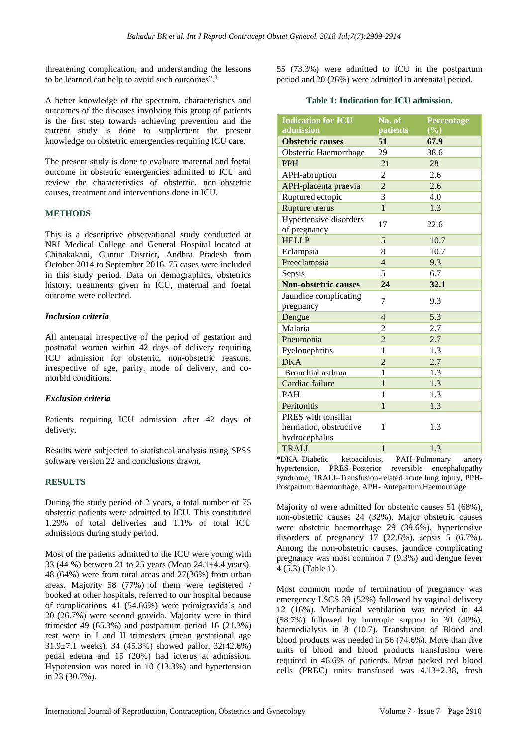threatening complication, and understanding the lessons to be learned can help to avoid such outcomes".[3]

A better knowledge of the spectrum, characteristics and outcomes of the diseases involving this group of patients is the first step towards achieving prevention and the current study is done to supplement the present knowledge on obstetric emergencies requiring ICU care.

The present study is done to evaluate maternal and foetal outcome in obstetric emergencies admitted to ICU and review the characteristics of obstetric, non–obstetric causes, treatment and interventions done in ICU.

## METHODS

This is a descriptive observational study conducted at NRI Medical College and General Hospital located at Chinakakani, Guntur District, Andhra Pradesh from October 2014 to September 2016. 75 cases were included in this study period. Data on demographics, obstetrics history, treatments given in ICU, maternal and foetal outcome were collected.

### *Inclusion criteria*

All antenatal irrespective of the period of gestation and postnatal women within 42 days of delivery requiring ICU admission for obstetric, non-obstetric reasons, irrespective of age, parity, mode of delivery, and co-morbid conditions.

### *Exclusion criteria*

Patients requiring ICU admission after 42 days of delivery.

Results were subjected to statistical analysis using SPSS software version 22 and conclusions drawn.

## RESULTS

During the study period of 2 years, a total number of 75 obstetric patients were admitted to ICU. This constituted 1.29% of total deliveries and 1.1% of total ICU admissions during study period.

Most of the patients admitted to the ICU were young with 33 (44 %) between 21 to 25 years (Mean 24.1±4.4 years). 48 (64%) were from rural areas and 27(36%) from urban areas. Majority 58 (77%) of them were registered / booked at other hospitals, referred to our hospital because of complications. 41 (54.66%) were primigravida's and 20 (26.7%) were second gravida. Majority were in third trimester 49 (65.3%) and postpartum period 16 (21.3%) rest were in I and II trimesters (mean gestational age 31.9±7.1 weeks). 34 (45.3%) showed pallor, 32(42.6%) pedal edema and 15 (20%) had icterus at admission. Hypotension was noted in 10 (13.3%) and hypertension in 23 (30.7%).

55 (73.3%) were admitted to ICU in the postpartum period and 20 (26%) were admitted in antenatal period.

**Table 1: Indication for ICU admission.**

| Indication for ICU admission | No. of patients | Percentage (%) |
|---|---|---|
| **Obstetric causes** | **51** | **67.9** |
| Obstetric Haemorrhage | 29 | 38.6 |
| PPH | 21 | 28 |
| APH-abruption | 2 | 2.6 |
| APH-placenta praevia | 2 | 2.6 |
| Ruptured ectopic | 3 | 4.0 |
| Rupture uterus | 1 | 1.3 |
| Hypertensive disorders of pregnancy | 17 | 22.6 |
| HELLP | 5 | 10.7 |
| Eclampsia | 8 | 10.7 |
| Preeclampsia | 4 | 9.3 |
| Sepsis | 5 | 6.7 |
| **Non-obstetric causes** | **24** | **32.1** |
| Jaundice complicating pregnancy | 7 | 9.3 |
| Dengue | 4 | 5.3 |
| Malaria | 2 | 2.7 |
| Pneumonia | 2 | 2.7 |
| Pyelonephritis | 1 | 1.3 |
| DKA | 2 | 2.7 |
| Bronchial asthma | 1 | 1.3 |
| Cardiac failure | 1 | 1.3 |
| PAH | 1 | 1.3 |
| Peritonitis | 1 | 1.3 |
| PRES with tonsillar herniation, obstructive hydrocephalus | 1 | 1.3 |
| TRALI | 1 | 1.3 |

*DKA–Diabetic ketoacidosis, PAH–Pulmonary artery hypertension, PRES–Posterior reversible encephalopathy syndrome, TRALI–Transfusion-related acute lung injury, PPH-Postpartum Haemorrhage, APH- Antepartum Haemorrhage

Majority of were admitted for obstetric causes 51 (68%), non-obstetric causes 24 (32%). Major obstetric causes were obstetric haemorrhage 29 (39.6%), hypertensive disorders of pregnancy 17 (22.6%), sepsis 5 (6.7%). Among the non-obstetric causes, jaundice complicating pregnancy was most common 7 (9.3%) and dengue fever 4 (5.3) (Table 1).

Most common mode of termination of pregnancy was emergency LSCS 39 (52%) followed by vaginal delivery 12 (16%). Mechanical ventilation was needed in 44 (58.7%) followed by inotropic support in 30 (40%), haemodialysis in 8 (10.7). Transfusion of Blood and blood products was needed in 56 (74.6%). More than five units of blood and blood products transfusion were required in 46.6% of patients. Mean packed red blood cells (PRBC) units transfused was 4.13±2.38, fresh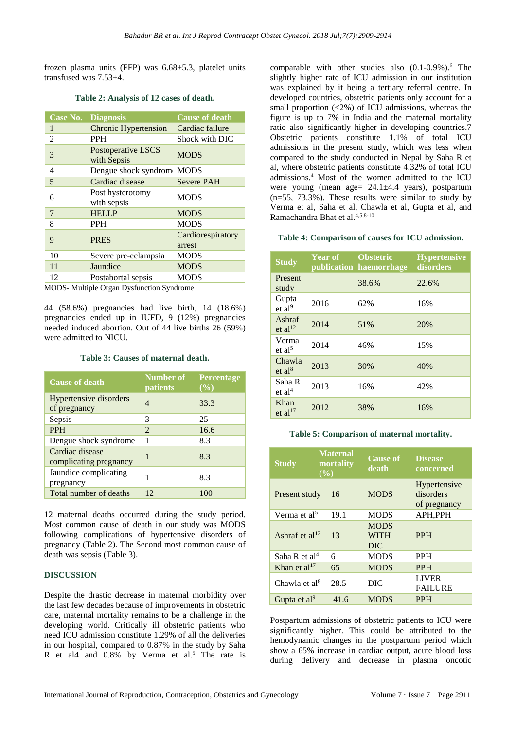frozen plasma units (FFP) was 6.68±5.3, platelet units transfused was 7.53±4.

**Table 2: Analysis of 12 cases of death.**

| Case No. | Diagnosis | Cause of death |
| --- | --- | --- |
| 1 | Chronic Hypertension | Cardiac failure |
| 2 | PPH | Shock with DIC |
| 3 | Postoperative LSCS with Sepsis | MODS |
| 4 | Dengue shock syndrom | MODS |
| 5 | Cardiac disease | Severe PAH |
| 6 | Post hysterotomy with sepsis | MODS |
| 7 | HELLP | MODS |
| 8 | PPH | MODS |
| 9 | PRES | Cardiorespiratory arrest |
| 10 | Severe pre-eclampsia | MODS |
| 11 | Jaundice | MODS |
| 12 | Postabortal sepsis | MODS |

MODS- Multiple Organ Dysfunction Syndrome

44 (58.6%) pregnancies had live birth, 14 (18.6%) pregnancies ended up in IUFD, 9 (12%) pregnancies needed induced abortion. Out of 44 live births 26 (59%) were admitted to NICU.

**Table 3: Causes of maternal death.**

| Cause of death | Number of patients | Percentage (%) |
| --- | --- | --- |
| Hypertensive disorders of pregnancy | 4 | 33.3 |
| Sepsis | 3 | 25 |
| PPH | 2 | 16.6 |
| Dengue shock syndrome | 1 | 8.3 |
| Cardiac disease complicating pregnancy | 1 | 8.3 |
| Jaundice complicating pregnancy | 1 | 8.3 |
| Total number of deaths | 12 | 100 |

12 maternal deaths occurred during the study period. Most common cause of death in our study was MODS following complications of hypertensive disorders of pregnancy (Table 2). The Second most common cause of death was sepsis (Table 3).

## DISCUSSION

Despite the drastic decrease in maternal morbidity over the last few decades because of improvements in obstetric care, maternal mortality remains to be a challenge in the developing world. Critically ill obstetric patients who need ICU admission constitute 1.29% of all the deliveries in our hospital, compared to 0.87% in the study by Saha R et al4 and 0.8% by Verma et al.[5] The rate is comparable with other studies also (0.1-0.9%).[6] The slightly higher rate of ICU admission in our institution was explained by it being a tertiary referral centre. In developed countries, obstetric patients only account for a small proportion (<2%) of ICU admissions, whereas the figure is up to 7% in India and the maternal mortality ratio also significantly higher in developing countries.7 Obstetric patients constitute 1.1% of total ICU admissions in the present study, which was less when compared to the study conducted in Nepal by Saha R et al, where obstetric patients constitute 4.32% of total ICU admissions.[4] Most of the women admitted to the ICU were young (mean age= 24.1±4.4 years), postpartum (n=55, 73.3%). These results were similar to study by Verma et al, Saha et al, Chawla et al, Gupta et al, and Ramachandra Bhat et al.[4,5,8-10]

**Table 4: Comparison of causes for ICU admission.**

| Study | Year of publication | Obstetric haemorrhage | Hypertensive disorders |
| --- | --- | --- | --- |
| Present study | | 38.6% | 22.6% |
| Gupta et al[9] | 2016 | 62% | 16% |
| Ashraf et al[12] | 2014 | 51% | 20% |
| Verma et al[5] | 2014 | 46% | 15% |
| Chawla et al[8] | 2013 | 30% | 40% |
| Saha R et al[4] | 2013 | 16% | 42% |
| Khan et al[17] | 2012 | 38% | 16% |

**Table 5: Comparison of maternal mortality.**

| Study | Maternal mortality (%) | Cause of death | Disease concerned |
| --- | --- | --- | --- |
| Present study | 16 | MODS | Hypertensive disorders of pregnancy |
| Verma et al[5] | 19.1 | MODS | APH,PPH |
| Ashraf et al[12] | 13 | MODS WITH DIC | PPH |
| Saha R et al[4] | 6 | MODS | PPH |
| Khan et al[17] | 65 | MODS | PPH |
| Chawla et al[8] | 28.5 | DIC | LIVER FAILURE |
| Gupta et al[9] | 41.6 | MODS | PPH |

Postpartum admissions of obstetric patients to ICU were significantly higher. This could be attributed to the hemodynamic changes in the postpartum period which show a 65% increase in cardiac output, acute blood loss during delivery and decrease in plasma oncotic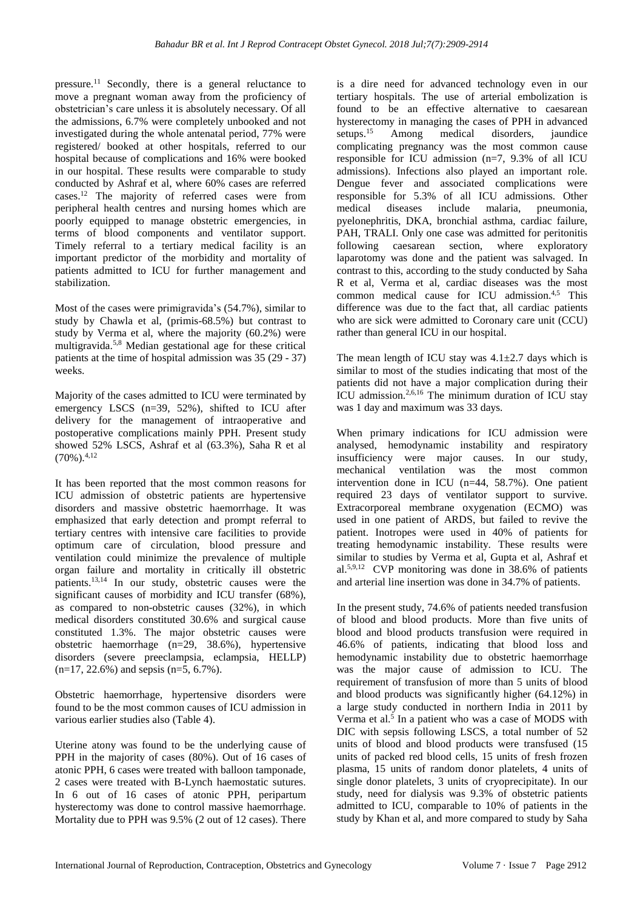pressure.[11] Secondly, there is a general reluctance to move a pregnant woman away from the proficiency of obstetrician's care unless it is absolutely necessary. Of all the admissions, 6.7% were completely unbooked and not investigated during the whole antenatal period, 77% were registered/ booked at other hospitals, referred to our hospital because of complications and 16% were booked in our hospital. These results were comparable to study conducted by Ashraf et al, where 60% cases are referred cases.[12] The majority of referred cases were from peripheral health centres and nursing homes which are poorly equipped to manage obstetric emergencies, in terms of blood components and ventilator support. Timely referral to a tertiary medical facility is an important predictor of the morbidity and mortality of patients admitted to ICU for further management and stabilization.

Most of the cases were primigravida's (54.7%), similar to study by Chawla et al, (primis-68.5%) but contrast to study by Verma et al, where the majority (60.2%) were multigravida.[5,8] Median gestational age for these critical patients at the time of hospital admission was 35 (29 - 37) weeks.

Majority of the cases admitted to ICU were terminated by emergency LSCS (n=39, 52%), shifted to ICU after delivery for the management of intraoperative and postoperative complications mainly PPH. Present study showed 52% LSCS, Ashraf et al (63.3%), Saha R et al (70%).[4,12]

It has been reported that the most common reasons for ICU admission of obstetric patients are hypertensive disorders and massive obstetric haemorrhage. It was emphasized that early detection and prompt referral to tertiary centres with intensive care facilities to provide optimum care of circulation, blood pressure and ventilation could minimize the prevalence of multiple organ failure and mortality in critically ill obstetric patients.[13,14] In our study, obstetric causes were the significant causes of morbidity and ICU transfer (68%), as compared to non-obstetric causes (32%), in which medical disorders constituted 30.6% and surgical cause constituted 1.3%. The major obstetric causes were obstetric haemorrhage (n=29, 38.6%), hypertensive disorders (severe preeclampsia, eclampsia, HELLP) (n=17, 22.6%) and sepsis (n=5, 6.7%).

Obstetric haemorrhage, hypertensive disorders were found to be the most common causes of ICU admission in various earlier studies also (Table 4).

Uterine atony was found to be the underlying cause of PPH in the majority of cases (80%). Out of 16 cases of atonic PPH, 6 cases were treated with balloon tamponade, 2 cases were treated with B-Lynch haemostatic sutures. In 6 out of 16 cases of atonic PPH, peripartum hysterectomy was done to control massive haemorrhage. Mortality due to PPH was 9.5% (2 out of 12 cases). There is a dire need for advanced technology even in our tertiary hospitals. The use of arterial embolization is found to be an effective alternative to caesarean hysterectomy in managing the cases of PPH in advanced setups.[15] Among medical disorders, jaundice complicating pregnancy was the most common cause responsible for ICU admission (n=7, 9.3% of all ICU admissions). Infections also played an important role. Dengue fever and associated complications were responsible for 5.3% of all ICU admissions. Other medical diseases include malaria, pneumonia, pyelonephritis, DKA, bronchial asthma, cardiac failure, PAH, TRALI. Only one case was admitted for peritonitis following caesarean section, where exploratory laparotomy was done and the patient was salvaged. In contrast to this, according to the study conducted by Saha R et al, Verma et al, cardiac diseases was the most common medical cause for ICU admission.[4,5] This difference was due to the fact that, all cardiac patients who are sick were admitted to Coronary care unit (CCU) rather than general ICU in our hospital.

The mean length of ICU stay was 4.1±2.7 days which is similar to most of the studies indicating that most of the patients did not have a major complication during their ICU admission.[2,6,16] The minimum duration of ICU stay was 1 day and maximum was 33 days.

When primary indications for ICU admission were analysed, hemodynamic instability and respiratory insufficiency were major causes. In our study, mechanical ventilation was the most common intervention done in ICU (n=44, 58.7%). One patient required 23 days of ventilator support to survive. Extracorporeal membrane oxygenation (ECMO) was used in one patient of ARDS, but failed to revive the patient. Inotropes were used in 40% of patients for treating hemodynamic instability. These results were similar to studies by Verma et al, Gupta et al, Ashraf et al.[5,9,12] CVP monitoring was done in 38.6% of patients and arterial line insertion was done in 34.7% of patients.

In the present study, 74.6% of patients needed transfusion of blood and blood products. More than five units of blood and blood products transfusion were required in 46.6% of patients, indicating that blood loss and hemodynamic instability due to obstetric haemorrhage was the major cause of admission to ICU. The requirement of transfusion of more than 5 units of blood and blood products was significantly higher (64.12%) in a large study conducted in northern India in 2011 by Verma et al.[5] In a patient who was a case of MODS with DIC with sepsis following LSCS, a total number of 52 units of blood and blood products were transfused (15 units of packed red blood cells, 15 units of fresh frozen plasma, 15 units of random donor platelets, 4 units of single donor platelets, 3 units of cryoprecipitate). In our study, need for dialysis was 9.3% of obstetric patients admitted to ICU, comparable to 10% of patients in the study by Khan et al, and more compared to study by Saha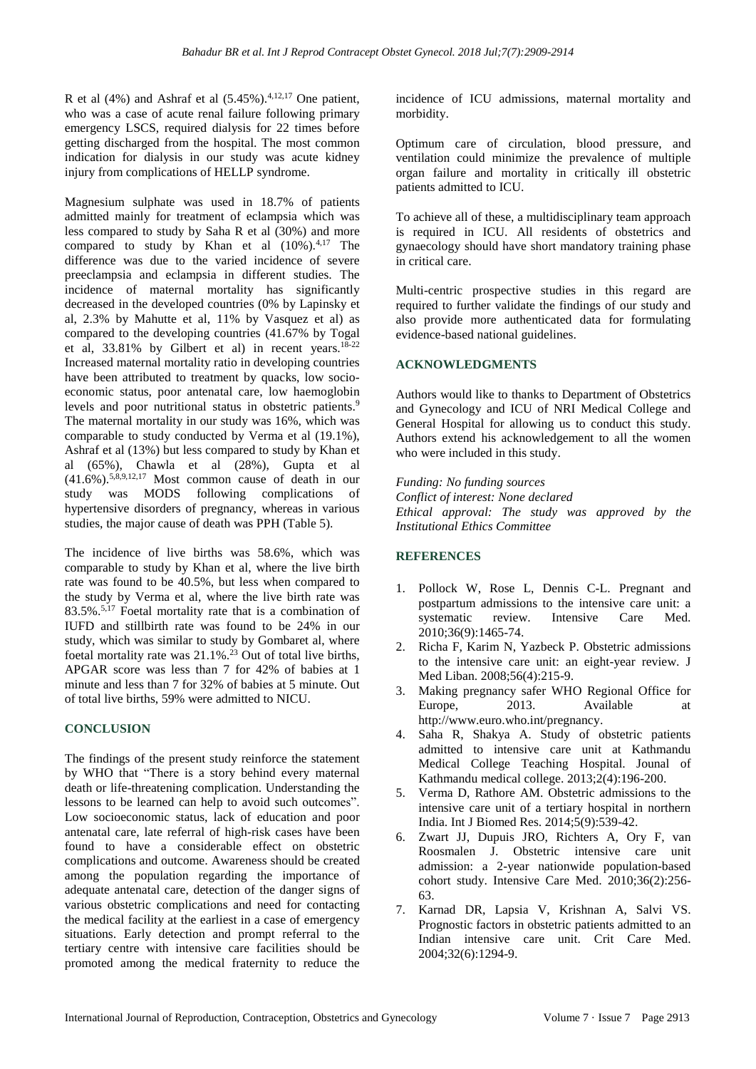R et al (4%) and Ashraf et al (5.45%).[4,12,17] One patient, who was a case of acute renal failure following primary emergency LSCS, required dialysis for 22 times before getting discharged from the hospital. The most common indication for dialysis in our study was acute kidney injury from complications of HELLP syndrome.

Magnesium sulphate was used in 18.7% of patients admitted mainly for treatment of eclampsia which was less compared to study by Saha R et al (30%) and more compared to study by Khan et al (10%).[4,17] The difference was due to the varied incidence of severe preeclampsia and eclampsia in different studies. The incidence of maternal mortality has significantly decreased in the developed countries (0% by Lapinsky et al, 2.3% by Mahutte et al, 11% by Vasquez et al) as compared to the developing countries (41.67% by Togal et al, 33.81% by Gilbert et al) in recent years.[18-22] Increased maternal mortality ratio in developing countries have been attributed to treatment by quacks, low socio-economic status, poor antenatal care, low haemoglobin levels and poor nutritional status in obstetric patients.[9] The maternal mortality in our study was 16%, which was comparable to study conducted by Verma et al (19.1%), Ashraf et al (13%) but less compared to study by Khan et al (65%), Chawla et al (28%), Gupta et al (41.6%).[5,8,9,12,17] Most common cause of death in our study was MODS following complications of hypertensive disorders of pregnancy, whereas in various studies, the major cause of death was PPH (Table 5).

The incidence of live births was 58.6%, which was comparable to study by Khan et al, where the live birth rate was found to be 40.5%, but less when compared to the study by Verma et al, where the live birth rate was 83.5%.[5,17] Foetal mortality rate that is a combination of IUFD and stillbirth rate was found to be 24% in our study, which was similar to study by Gombar et al, where foetal mortality rate was 21.1%.[23] Out of total live births, APGAR score was less than 7 for 42% of babies at 1 minute and less than 7 for 32% of babies at 5 minute. Out of total live births, 59% were admitted to NICU.

## CONCLUSION

The findings of the present study reinforce the statement by WHO that "There is a story behind every maternal death or life-threatening complication. Understanding the lessons to be learned can help to avoid such outcomes". Low socioeconomic status, lack of education and poor antenatal care, late referral of high-risk cases have been found to have a considerable effect on obstetric complications and outcome. Awareness should be created among the population regarding the importance of adequate antenatal care, detection of the danger signs of various obstetric complications and need for contacting the medical facility at the earliest in a case of emergency situations. Early detection and prompt referral to the tertiary centre with intensive care facilities should be promoted among the medical fraternity to reduce the incidence of ICU admissions, maternal mortality and morbidity.

Optimum care of circulation, blood pressure, and ventilation could minimize the prevalence of multiple organ failure and mortality in critically ill obstetric patients admitted to ICU.

To achieve all of these, a multidisciplinary team approach is required in ICU. All residents of obstetrics and gynaecology should have short mandatory training phase in critical care.

Multi-centric prospective studies in this regard are required to further validate the findings of our study and also provide more authenticated data for formulating evidence-based national guidelines.

## ACKNOWLEDGMENTS

Authors would like to thanks to Department of Obstetrics and Gynecology and ICU of NRI Medical College and General Hospital for allowing us to conduct this study. Authors extend his acknowledgement to all the women who were included in this study.

*Funding: No funding sources*
*Conflict of interest: None declared*
*Ethical approval: The study was approved by the Institutional Ethics Committee*

## REFERENCES

1. Pollock W, Rose L, Dennis C-L. Pregnant and postpartum admissions to the intensive care unit: a systematic review. Intensive Care Med. 2010;36(9):1465-74.
2. Richa F, Karim N, Yazbeck P. Obstetric admissions to the intensive care unit: an eight-year review. J Med Liban. 2008;56(4):215-9.
3. Making pregnancy safer WHO Regional Office for Europe, 2013. Available at http://www.euro.who.int/pregnancy.
4. Saha R, Shakya A. Study of obstetric patients admitted to intensive care unit at Kathmandu Medical College Teaching Hospital. Jounal of Kathmandu medical college. 2013;2(4):196-200.
5. Verma D, Rathore AM. Obstetric admissions to the intensive care unit of a tertiary hospital in northern India. Int J Biomed Res. 2014;5(9):539-42.
6. Zwart JJ, Dupuis JRO, Richters A, Ory F, van Roosmalen J. Obstetric intensive care unit admission: a 2-year nationwide population-based cohort study. Intensive Care Med. 2010;36(2):256-63.
7. Karnad DR, Lapsia V, Krishnan A, Salvi VS. Prognostic factors in obstetric patients admitted to an Indian intensive care unit. Crit Care Med. 2004;32(6):1294-9.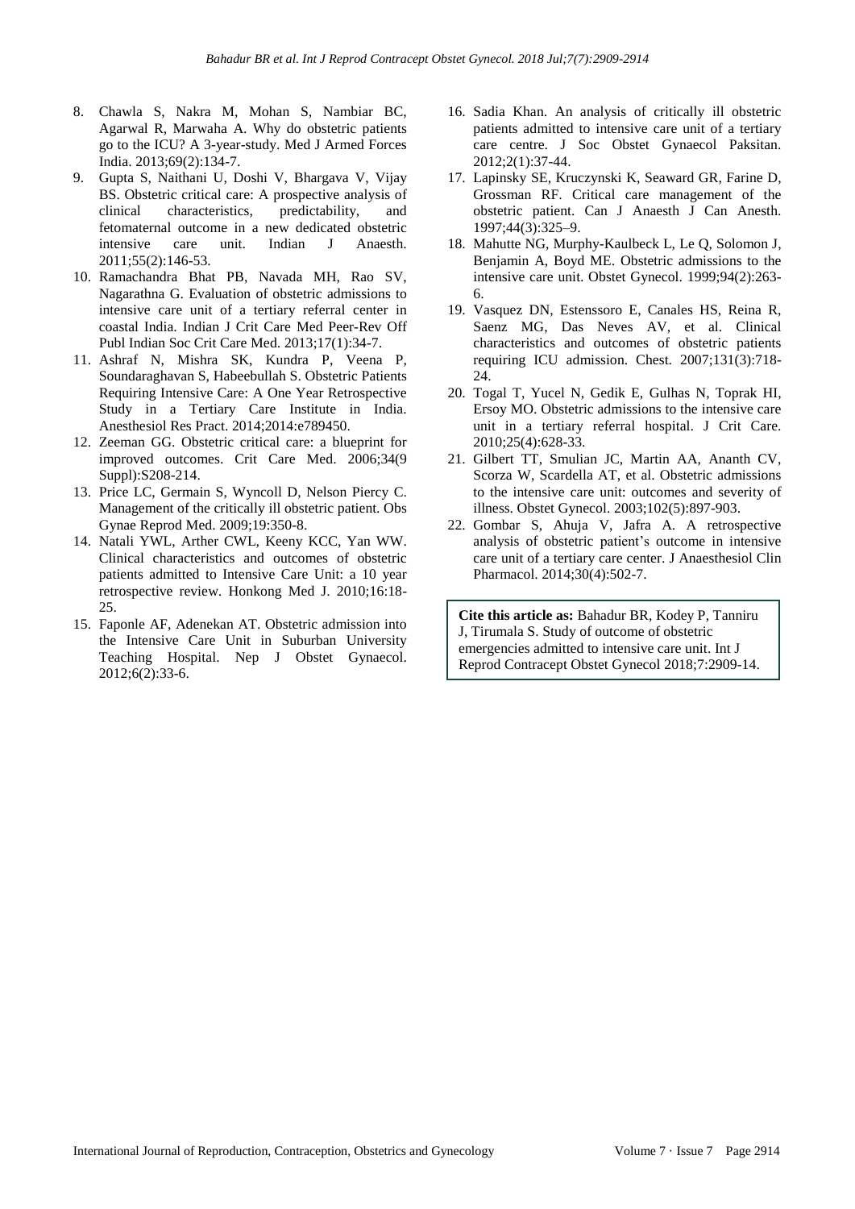8. Chawla S, Nakra M, Mohan S, Nambiar BC, Agarwal R, Marwaha A. Why do obstetric patients go to the ICU? A 3-year-study. Med J Armed Forces India. 2013;69(2):134-7.
9. Gupta S, Naithani U, Doshi V, Bhargava V, Vijay BS. Obstetric critical care: A prospective analysis of clinical characteristics, predictability, and fetomaternal outcome in a new dedicated obstetric intensive care unit. Indian J Anaesth. 2011;55(2):146-53.
10. Ramachandra Bhat PB, Navada MH, Rao SV, Nagarathna G. Evaluation of obstetric admissions to intensive care unit of a tertiary referral center in coastal India. Indian J Crit Care Med Peer-Rev Off Publ Indian Soc Crit Care Med. 2013;17(1):34-7.
11. Ashraf N, Mishra SK, Kundra P, Veena P, Soundaraghavan S, Habeebullah S. Obstetric Patients Requiring Intensive Care: A One Year Retrospective Study in a Tertiary Care Institute in India. Anesthesiol Res Pract. 2014;2014:e789450.
12. Zeeman GG. Obstetric critical care: a blueprint for improved outcomes. Crit Care Med. 2006;34(9 Suppl):S208-214.
13. Price LC, Germain S, Wyncoll D, Nelson Piercy C. Management of the critically ill obstetric patient. Obs Gynae Reprod Med. 2009;19:350-8.
14. Natali YWL, Arther CWL, Keeny KCC, Yan WW. Clinical characteristics and outcomes of obstetric patients admitted to Intensive Care Unit: a 10 year retrospective review. Honkong Med J. 2010;16:18-25.
15. Faponle AF, Adenekan AT. Obstetric admission into the Intensive Care Unit in Suburban University Teaching Hospital. Nep J Obstet Gynaecol. 2012;6(2):33-6.
16. Sadia Khan. An analysis of critically ill obstetric patients admitted to intensive care unit of a tertiary care centre. J Soc Obstet Gynaecol Paksitan. 2012;2(1):37-44.
17. Lapinsky SE, Kruczynski K, Seaward GR, Farine D, Grossman RF. Critical care management of the obstetric patient. Can J Anaesth J Can Anesth. 1997;44(3):325–9.
18. Mahutte NG, Murphy-Kaulbeck L, Le Q, Solomon J, Benjamin A, Boyd ME. Obstetric admissions to the intensive care unit. Obstet Gynecol. 1999;94(2):263-6.
19. Vasquez DN, Estenssoro E, Canales HS, Reina R, Saenz MG, Das Neves AV, et al. Clinical characteristics and outcomes of obstetric patients requiring ICU admission. Chest. 2007;131(3):718-24.
20. Togal T, Yucel N, Gedik E, Gulhas N, Toprak HI, Ersoy MO. Obstetric admissions to the intensive care unit in a tertiary referral hospital. J Crit Care. 2010;25(4):628-33.
21. Gilbert TT, Smulian JC, Martin AA, Ananth CV, Scorza W, Scardella AT, et al. Obstetric admissions to the intensive care unit: outcomes and severity of illness. Obstet Gynecol. 2003;102(5):897-903.
22. Gombar S, Ahuja V, Jafra A. A retrospective analysis of obstetric patient's outcome in intensive care unit of a tertiary care center. J Anaesthesiol Clin Pharmacol. 2014;30(4):502-7.

**Cite this article as:** Bahadur BR, Kodey P, Tanniru J, Tirumala S. Study of outcome of obstetric emergencies admitted to intensive care unit. Int J Reprod Contracept Obstet Gynecol 2018;7:2909-14.